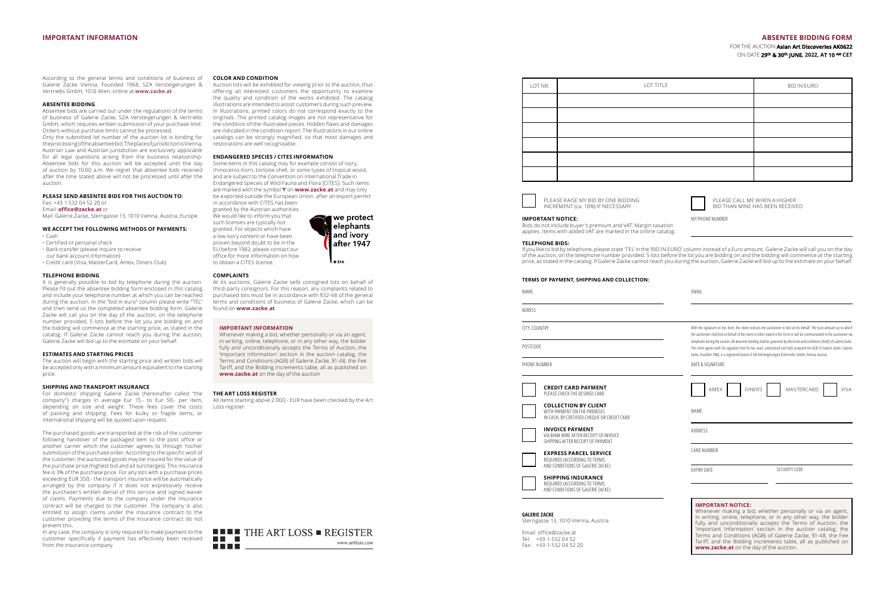## IMPORTANT INFORMATION

According to the general terms and conditions of business of Galerie Zacke Vienna, Founded 1968, SZA Versteigerungen & Vertriebs GmbH, 1010 Wien, online at **www.zacke.at**

### ABSENTEE BIDDING

Absentee bids are carried out under the regulations of the terms of business of Galerie Zacke, SZA Versteigerungen & Vertriebs GmbH, which requires written submission of your purchase limit. Orders without purchase limits cannot be processed.

Only the submitted lot number of the auction lot is binding for the processing of the absentee bid. The place of jurisdiction is Vienna, Austrian Law and Austrian jurisdiction are exclusively applicable for all legal questions arising from the business relationship. Absentee bids for this auction will be accepted until the day of auction by 10:00 a.m. We regret that absentee bids received after the time stated above will not be processed until after the auction.

### PLEASE SEND ABSENTEE BIDS FOR THIS AUCTION TO:

Fax: +43 1 532 04 52 20 or
Email: **office@zacke.at** or
Mail: Galerie Zacke, Sterngasse 13, 1010 Vienna, Austria, Europe

### WE ACCEPT THE FOLLOWING METHODS OF PAYMENTS:

- Cash
- Certified or personal check
- Bank transfer (please inquire to receive our bank account information)
- Credit card (Visa, MasterCard, Amex, Diners Club)

### TELEPHONE BIDDING

It is generally possible to bid by telephone during the auction. Please fill out the absentee bidding form enclosed in this catalog and include your telephone number at which you can be reached during the auction. In the "bid in euro" column please write "TEL" and then send us the completed absentee bidding form. Galerie Zacke will call you on the day of the auction on the telephone number provided, 5 lots before the lot you are bidding on and the bidding will commence at the starting price, as stated in the catalog. If Galerie Zacke cannot reach you during the auction, Galerie Zacke will bid up to the estimate on your behalf.

### ESTIMATES AND STARTING PRICES

The auction will begin with the starting price and written bids will be accepted only with a minimum amount equivalent to the starting price.

### SHIPPING AND TRANSPORT INSURANCE

For domestic shipping Galerie Zacke (hereinafter called "the company") charges in average Eur 15,- to Eur 50,- per item, depending on size and weight. These fees cover the costs of packing and shipping. Fees for bulky or fragile items, or international shipping will be quoted upon request.

The purchased goods are transported at the risk of the customer following handover of the packaged item to the post office or another carrier which the customer agrees to through his/her submission of the purchase order. According to the specific wish of the customer, the auctioned goods may be insured for the value of the purchase price (highest bid and all surcharges). This insurance fee is 3% of the purchase price. For any lots with a purchase prices exceeding EUR 350,- the transport insurance will be automatically arranged by the company if it does not expressively receive the purchaser's written denial of this service and signed waiver of claims. Payments due to the company under the insurance contract will be charged to the customer. The company is also entitled to assign claims under the insurance contract to the customer providing the terms of the insurance contract do not prevent this.

In any case, the company is only required to make payment to the customer specifically if payment has effectively been received from the insurance company.

### COLOR AND CONDITION

Auction lots will be exhibited for viewing prior to the auction, thus offering all interested customers the opportunity to examine the quality and condition of the works exhibited. The catalog illustrations are intended to assist customers during such preview. In illustrations, printed colors do not correspond exactly to the originals. The printed catalog images are not representative for the condition of the illustrated pieces. Hidden flaws and damages are indicated in the condition report. The illustrations in our online catalogs can be strongly magnified, so that most damages and restorations are well recognizable.

### ENDANGERED SPECIES / CITES INFORMATION

Some items in this catalog may for example consist of ivory, rhinoceros-horn, tortoise shell, or some types of tropical wood, and are subject to the Convention on International Trade in Endangered Species of Wild Fauna and Flora [CITES]. Such items are marked with the symbol Y on **www.zacke.at** and may only be exported outside the European Union after an export permit in accordance with CITES has been granted by the Austrian authorities. We would like to inform you that such licenses are typically not granted. For objects which have a low ivory content or have been proven beyond doubt to be in the EU before 1982, please contact our office for more information on how to obtain a CITES license.

we protect elephants and ivory after 1947

EFA

### COMPLAINTS

At its auctions, Galerie Zacke sells consigned lots on behalf of third-party consignors. For this reason, any complaints related to purchased lots must be in accordance with §32-48 of the general terms and conditions of business of Galerie Zacke, which can be found on **www.zacke.at**

### IMPORTANT INFORMATION

Whenever making a bid, whether personally or via an agent, in writing, online, telephone, or in any other way, the bidder fully and unconditionally accepts the Terms of Auction, the 'Important Information' section in the auction catalog, the Terms and Conditions (AGB) of Galerie Zacke, §1-48, the Fee Tariff, and the Bidding Increments table, as published on **www.zacke.at** on the day of the auction

### THE ART LOSS REGISTER

All items starting above 2.000,- EUR have been checked by the Art Loss register.

THE ART LOSS REGISTER
www.artloss.com

## ABSENTEE BIDDING FORM

FOR THE AUCTION **Asian Art Discoveries AK0622**
ON DATE **29th & 30th JUNE, 2022, AT 10 AM CET**

| LOT NR. | LOT TITLE | BID IN EURO |
|---|---|---|
| | | |
| | | |
| | | |
| | | |
| | | |
| | | |

☐ PLEASE RAISE MY BID BY ONE BIDDING INCREMENT (ca. 10%) IF NECESSARY

☐ PLEASE CALL ME WHEN A HIGHER BID THAN MINE HAS BEEN RECEIVED

MY PHONE NUMBER

### IMPORTANT NOTICE:

Bids do not include buyer's premium and VAT. Margin taxation applies. Items with added VAT are marked in the online catalog.

### TELEPHONE BIDS:

If you like to bid by telephone, please state 'TEL' in the 'BID IN EURO' column instead of a Euro amount. Galerie Zacke will call you on the day of the auction, on the telephone number provided, 5 lots before the lot you are bidding on and the bidding will commence at the starting price, as stated in the catalog. If Galerie Zacke cannot reach you during the auction, Galerie Zacke will bid up to the estimate on your behalf.

### TERMS OF PAYMENT, SHIPPING AND COLLECTION:

NAME

EMAIL

ADRESS

CITY, COUNTRY

POSTCODE

PHONE NUMBER

With the signature on this form, the client instructs the auctioneer to bid on his behalf. The Euro amount up to which the auctioneer shall bid on behalf of the client is either stated in this form or will be communicated to the auctioneer via telephone during the auction. All absentee bidding shall be governed by the terms and conditions [AGB] of Galerie Zacke. The client agrees with his signature that he has read, understood and fully accepted the AGB of Galerie Zacke. Galerie Zacke, founded 1968, is a registered brand of SZA Versteigerungen & Vertriebs GmbH, Vienna, Austria.

DATE & SIGNATURE

☐ **CREDIT CARD PAYMENT**
PLEASE CHECK THE DESIRED CARD

☐ AMEX ☐ DINERS ☐ MASTERCARD ☐ VISA

☐ **COLLECTION BY CLIENT**
WITH PAYMENT ON THE PREMISES IN CASH, BY CERTIFIED CHEQUE OR CREDIT CARD

☐ **INVOICE PAYMENT**
VIA BANK WIRE AFTER RECEIPT OF INVOICE SHIPPING AFTER RECEIPT OF PAYMENT

☐ **EXPRESS PARCEL SERVICE**
REQUIRED (ACCORDING TO TERMS AND CONDITIONS OF GALERIE ZACKE)

☐ **SHIPPING INSURANCE**
REQUIRED (ACCORDING TO TERMS AND CONDITIONS OF GALERIE ZACKE)

NAME

ADDRESS

CARD NUMBER

EXPIRY DATE

SECURITY CODE

**GALERIE ZACKE**
Sterngasse 13, 1010 Vienna, Austria

Email: office@zacke.at
Tel: +43-1-532 04 52
Fax: +43-1-532 04 52 20

### IMPORTANT NOTICE:

Whenever making a bid, whether personally or via an agent, in writing, online, telephone, or in any other way, the bidder fully and unconditionally accepts the Terms of Auction, the 'Important Information' section in the auction catalog, the Terms and Conditions (AGB) of Galerie Zacke, §1-48, the Fee Tariff, and the Bidding Increments table, as published on **www.zacke.at** on the day of the auction.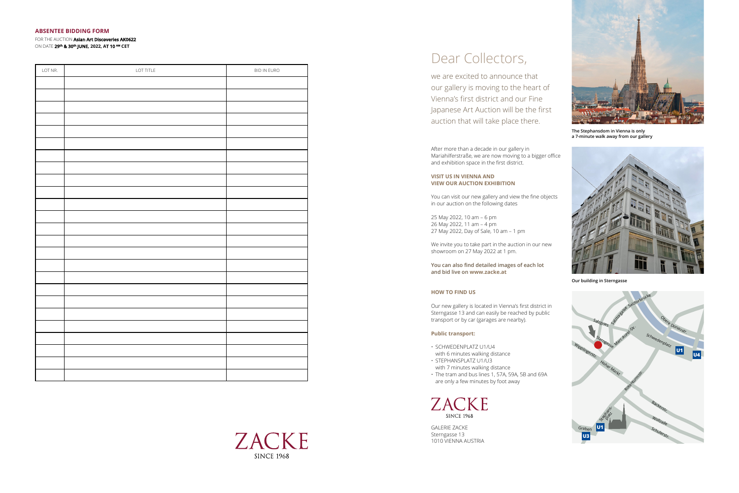**ABSENTEE BIDDING FORM**

FOR THE AUCTION **Asian Art Discoveries AK0622**
ON DATE **29th & 30th JUNE, 2022, AT 10 AM CET**

| LOT NR. | LOT TITLE | BID IN EURO |
|---|---|---|
| | | |
| | | |
| | | |
| | | |
| | | |
| | | |
| | | |
| | | |
| | | |
| | | |
| | | |
| | | |
| | | |
| | | |
| | | |
| | | |
| | | |
| | | |
| | | |
| | | |
| | | |
| | | |
| | | |
| | | |
| | | |

ZACKE
SINCE 1968

# Dear Collectors,

we are excited to announce that our gallery is moving to the heart of Vienna's first district and our Fine Japanese Art Auction will be the first auction that will take place there.

After more than a decade in our gallery in Mariahilferstraße, we are now moving to a bigger office and exhibition space in the first district.

**VISIT US IN VIENNA AND VIEW OUR AUCTION EXHIBITION**

You can visit our new gallery and view the fine objects in our auction on the following dates

25 May 2022, 10 am – 6 pm
26 May 2022, 11 am – 4 pm
27 May 2022, Day of Sale, 10 am – 1 pm

We invite you to take part in the auction in our new showroom on 27 May 2022 at 1 pm.

**You can also find detailed images of each lot and bid live on www.zacke.at**

**HOW TO FIND US**

Our new gallery is located in Vienna's first district in Sterngasse 13 and can easily be reached by public transport or by car (garages are nearby).

**Public transport:**

- SCHWEDENPLATZ U1/U4 with 6 minutes walking distance
- STEPHANSPLATZ U1/U3 with 7 minutes walking distance
- The tram and bus lines 1, 57A, 59A, 5B and 69A are only a few minutes by foot away

ZACKE
SINCE 1968

GALERIE ZACKE
Sterngasse 13
1010 VIENNA AUSTRIA

**The Stephansdom in Vienna is only a 7-minute walk away from our gallery**

**Our building in Sterngasse**

Salzgries
Salztorgasse
Salztorbrücke
Obere Donaustr.
Sterngasse
Marc-Aurel-Str.
Schwedenplatz
U1
U4
Wipplingerstr.
Hoher Markt
Rotenturmstr.
Bäckerstr.
Stephansplatz
Wollzeile
Graben
U1
U3
Schulerstr.